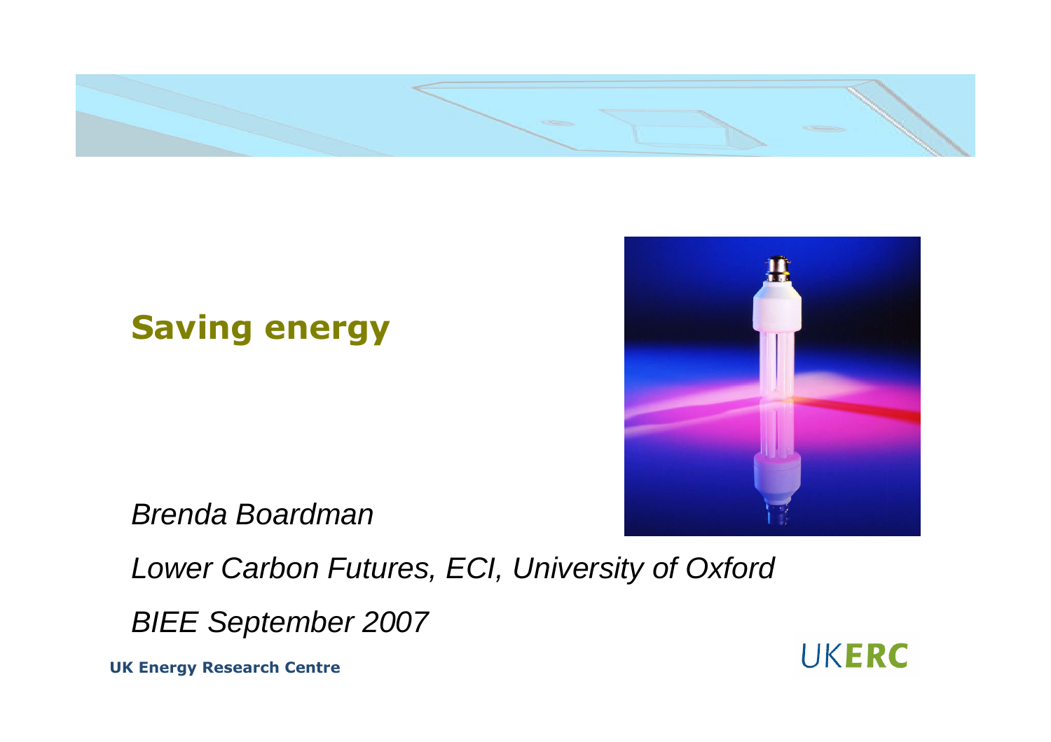# Saving energy

*Brenda Boardman*

*Lower Carbon Futures, ECI, University of Oxford*

*BIEE September 2007*

**UK Energy Research Centre**

UKERC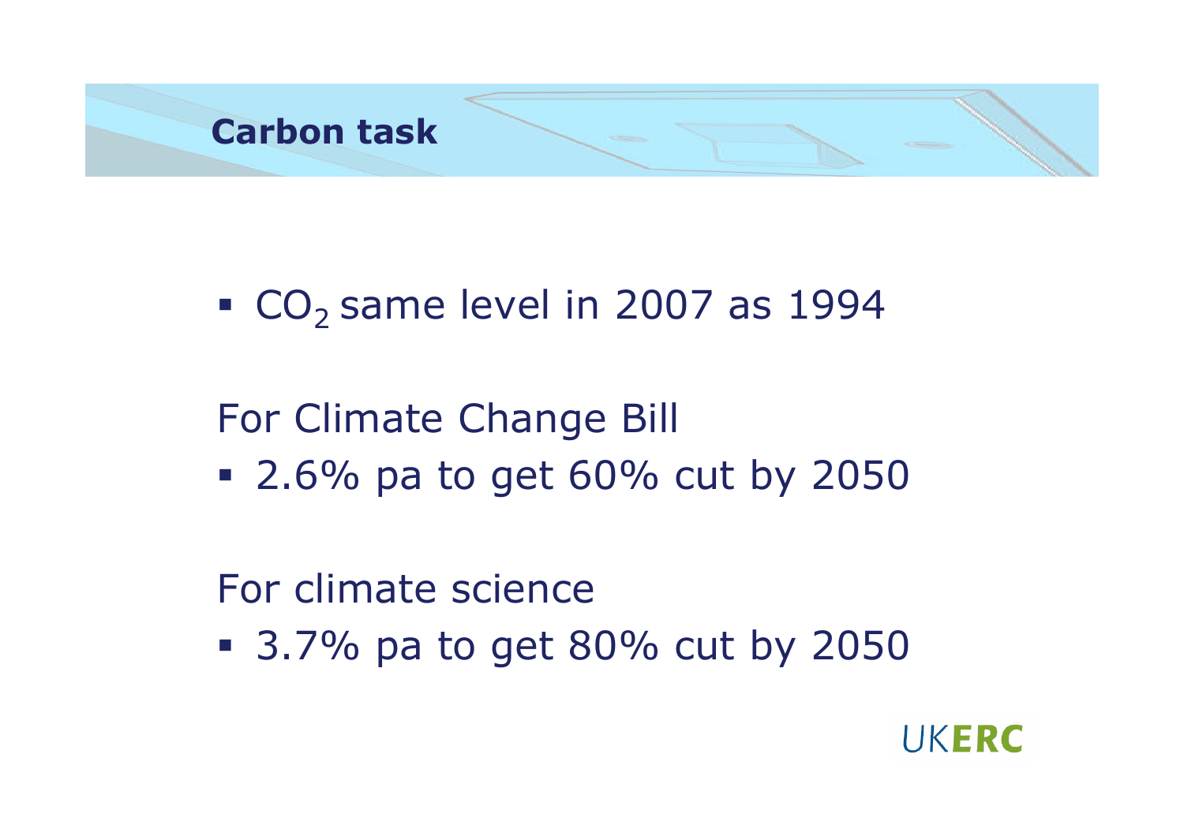# Carbon task

- $CO_2$ same level in 2007 as 1994

For Climate Change Bill

- 2.6% pa to get 60% cut by 2050

For climate science

- 3.7% pa to get 80% cut by 2050

UKERC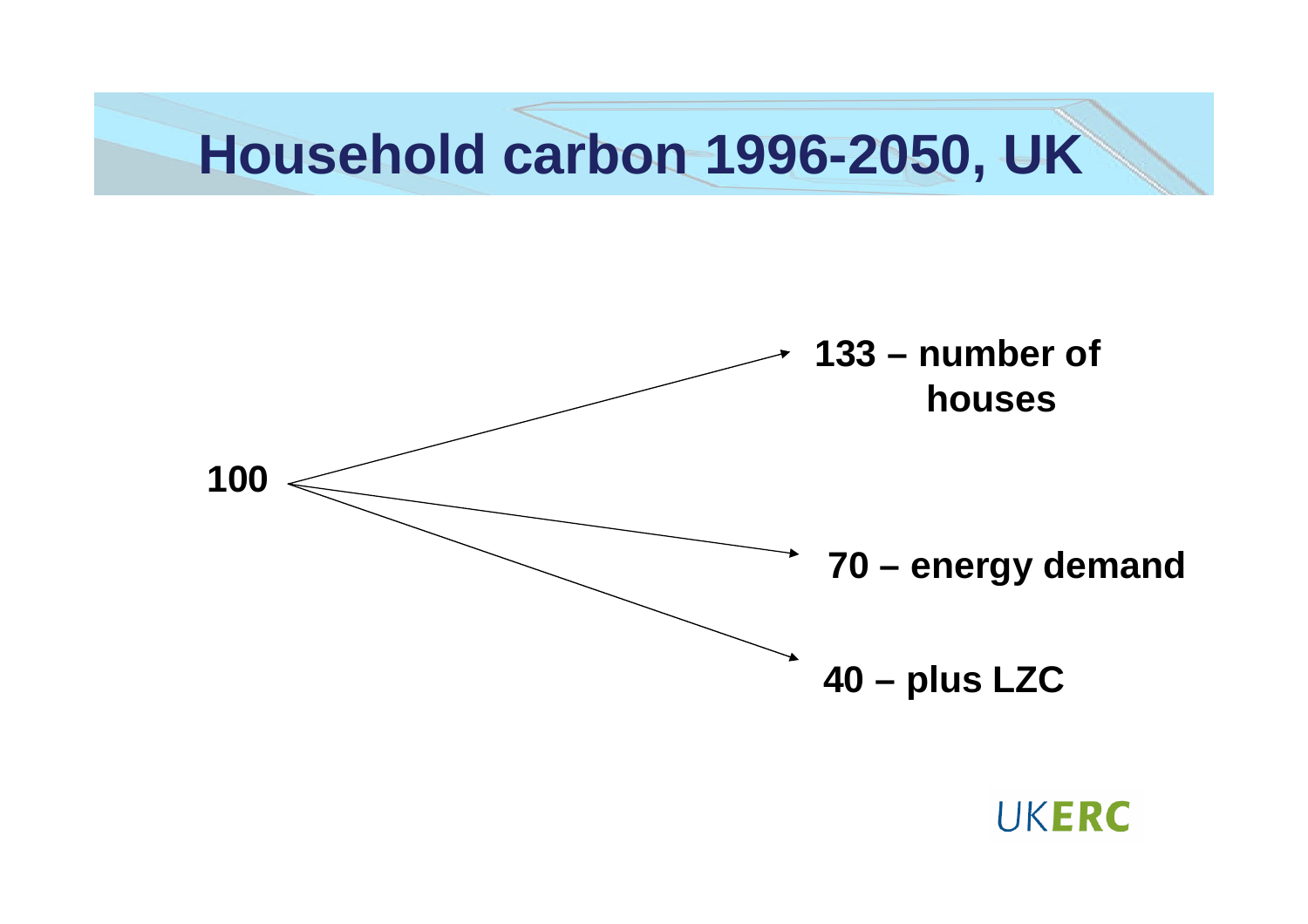# Household carbon 1996-2050, UK

100

133 – number of houses

70 – energy demand

40 – plus LZC

UKERC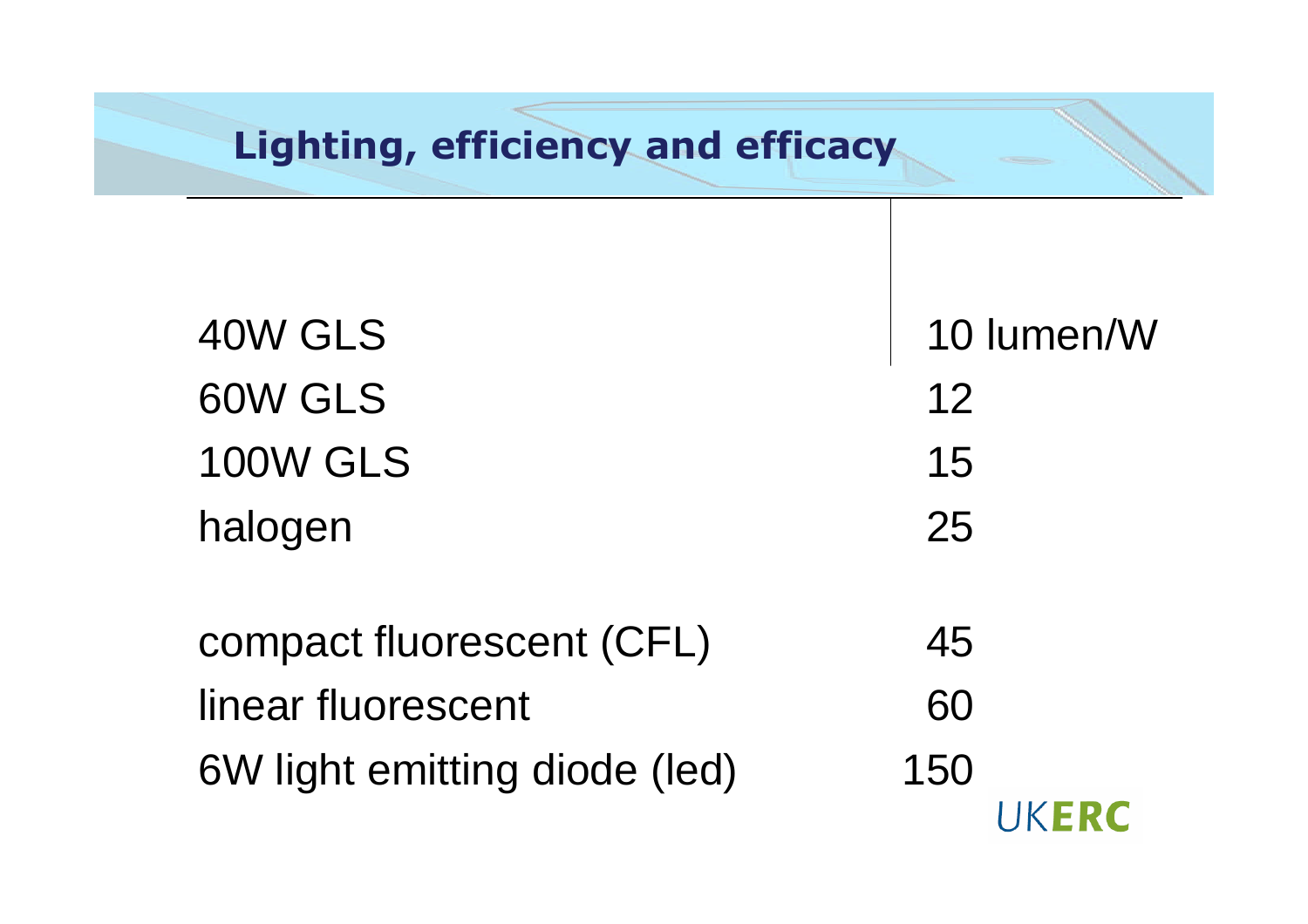## Lighting, efficiency and efficacy

| | |
|---|---|
| 40W GLS | 10 lumen/W |
| 60W GLS | 12 |
| 100W GLS | 15 |
| halogen | 25 |
| compact fluorescent (CFL) | 45 |
| linear fluorescent | 60 |
| 6W light emitting diode (led) | 150 |

UKERC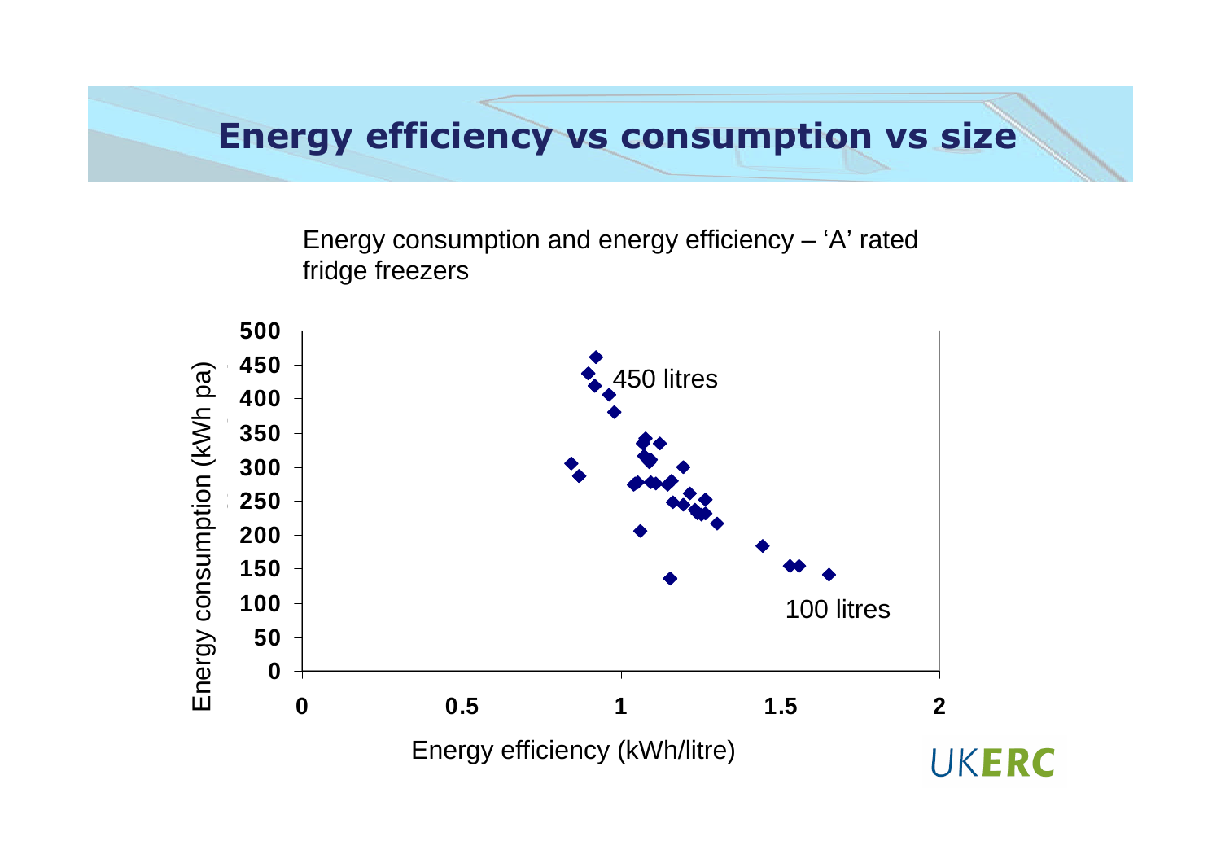# Energy efficiency vs consumption vs size

Energy consumption and energy efficiency – 'A' rated fridge freezers

Energy consumption (kWh pa)

500
450
400
350
300
250
200
150
100
50
0

450 litres

100 litres

0 0.5 1 1.5 2

Energy efficiency (kWh/litre)

UKERC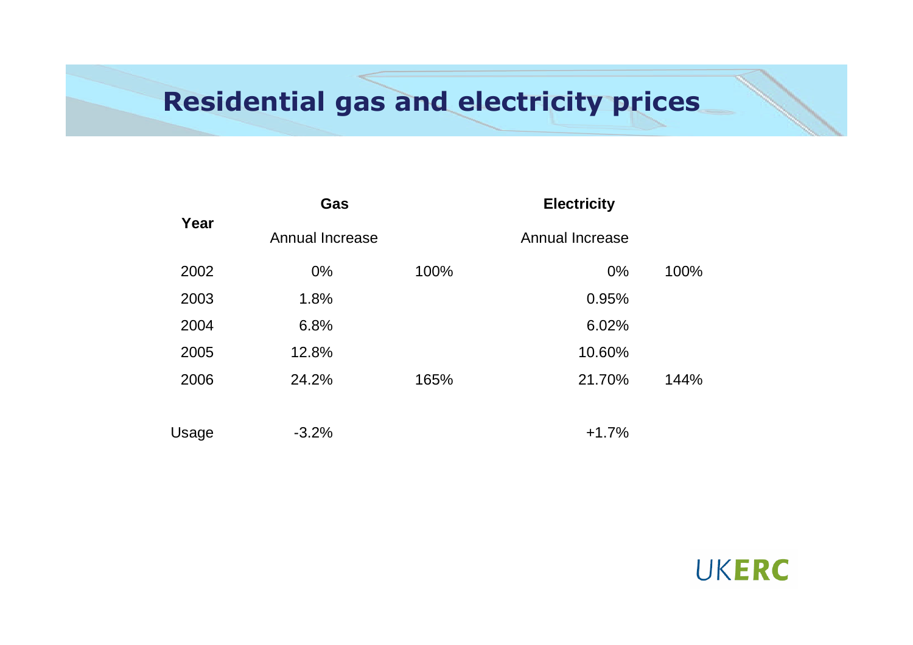# Residential gas and electricity prices

| Year | Gas | | Electricity | |
|---|---|---|---|---|
| | Annual Increase | | Annual Increase | |
| 2002 | 0% | 100% | 0% | 100% |
| 2003 | 1.8% | | 0.95% | |
| 2004 | 6.8% | | 6.02% | |
| 2005 | 12.8% | | 10.60% | |
| 2006 | 24.2% | 165% | 21.70% | 144% |
| Usage | -3.2% | | +1.7% | |

UKERC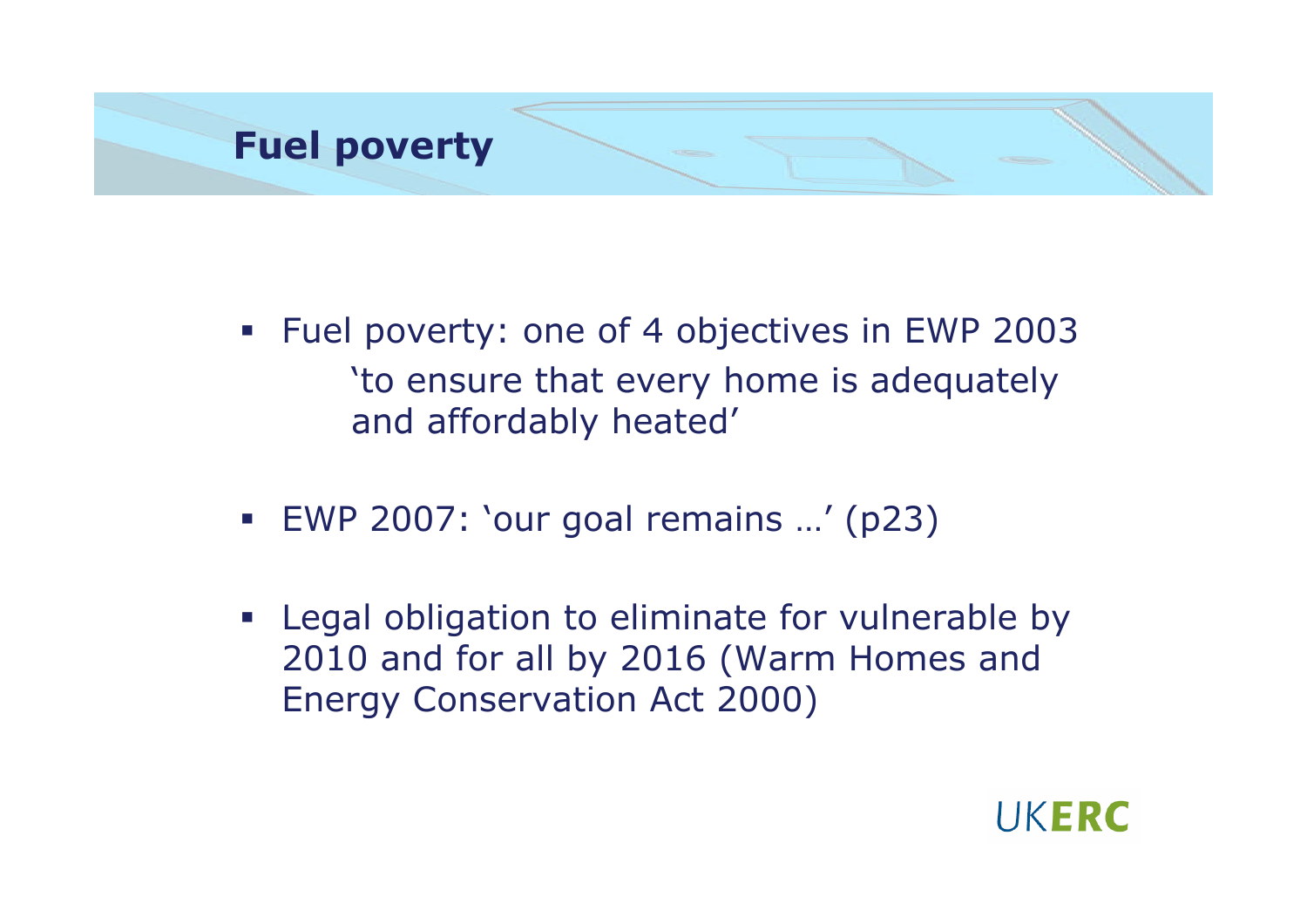# Fuel poverty

- Fuel poverty: one of 4 objectives in EWP 2003
  'to ensure that every home is adequately and affordably heated'
- EWP 2007: 'our goal remains …' (p23)
- Legal obligation to eliminate for vulnerable by 2010 and for all by 2016 (Warm Homes and Energy Conservation Act 2000)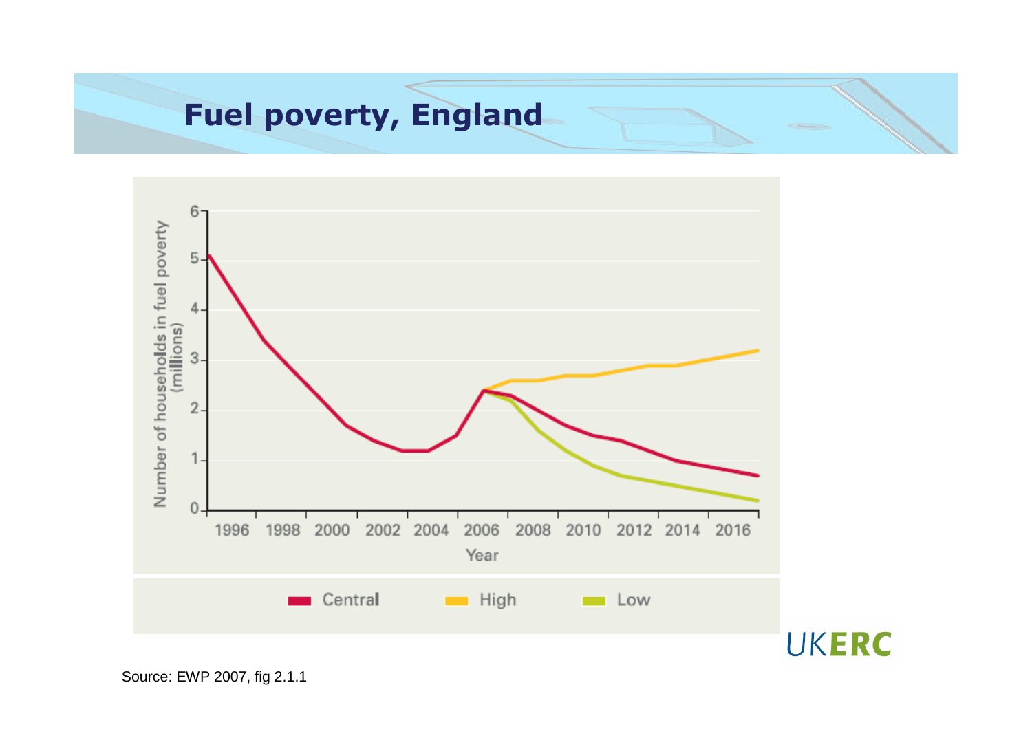# Fuel poverty, England

Number of households in fuel poverty (millions)

Year

Central | High | Low

UKERC

Source: EWP 2007, fig 2.1.1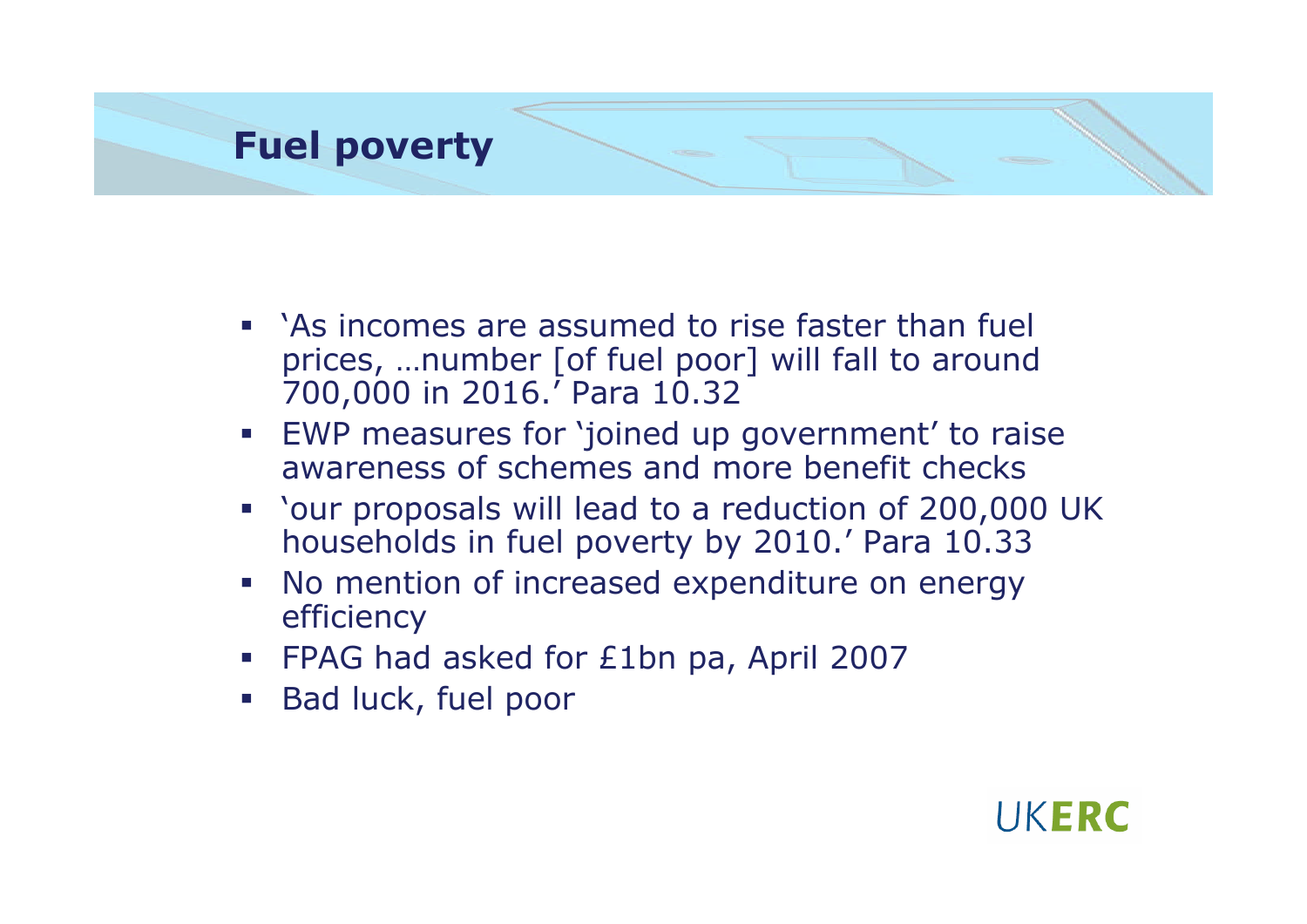# Fuel poverty

- 'As incomes are assumed to rise faster than fuel prices, …number [of fuel poor] will fall to around 700,000 in 2016.' Para 10.32
- EWP measures for 'joined up government' to raise awareness of schemes and more benefit checks
- 'our proposals will lead to a reduction of 200,000 UK households in fuel poverty by 2010.' Para 10.33
- No mention of increased expenditure on energy efficiency
- FPAG had asked for £1bn pa, April 2007
- Bad luck, fuel poor

UKERC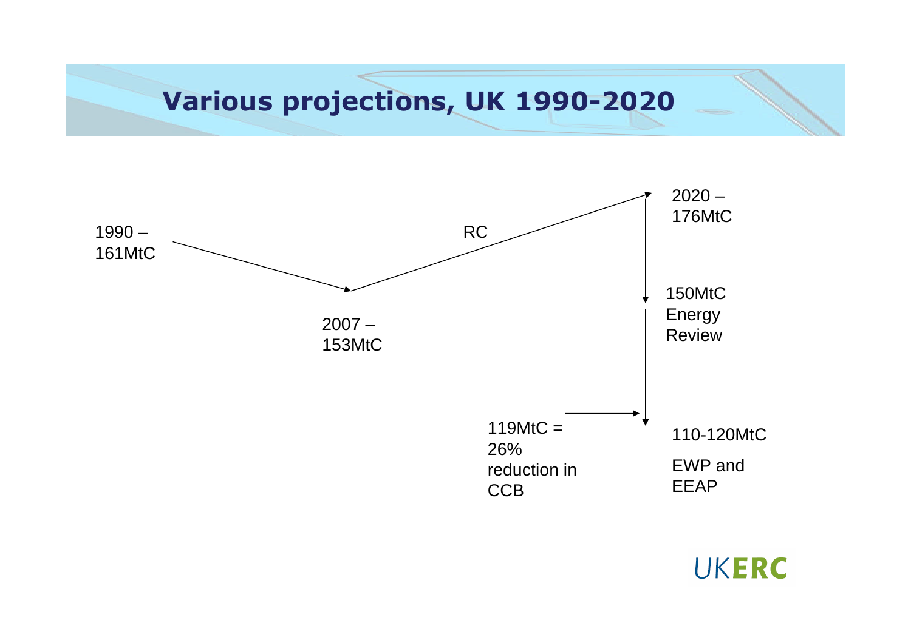# Various projections, UK 1990-2020

1990 – 161MtC

2007 – 153MtC

RC

2020 – 176MtC

150MtC Energy Review

119MtC = 26% reduction in CCB

110-120MtC

EWP and EEAP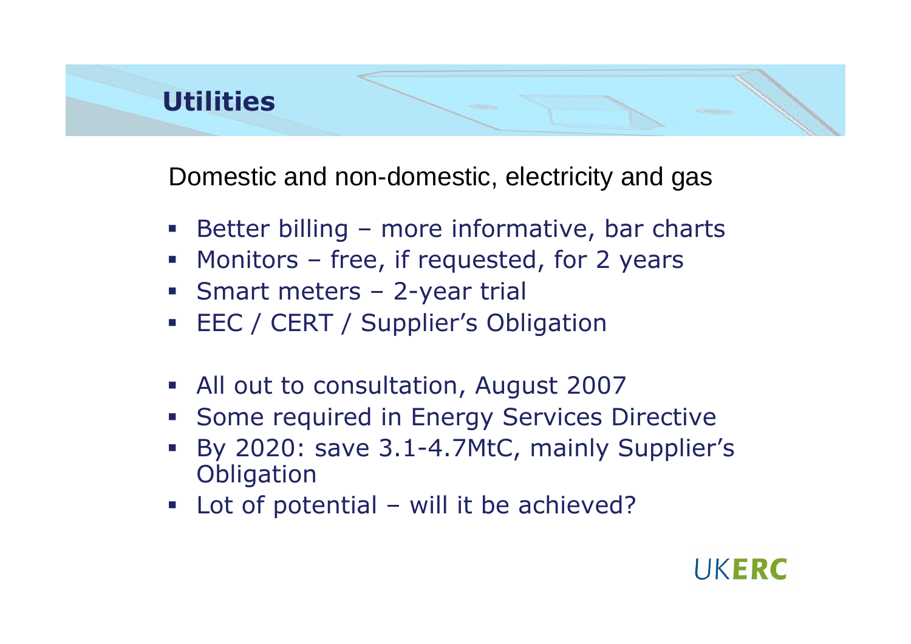# Utilities

Domestic and non-domestic, electricity and gas

- Better billing – more informative, bar charts
- Monitors – free, if requested, for 2 years
- Smart meters – 2-year trial
- EEC / CERT / Supplier's Obligation

- All out to consultation, August 2007
- Some required in Energy Services Directive
- By 2020: save 3.1-4.7MtC, mainly Supplier's Obligation
- Lot of potential – will it be achieved?

UKERC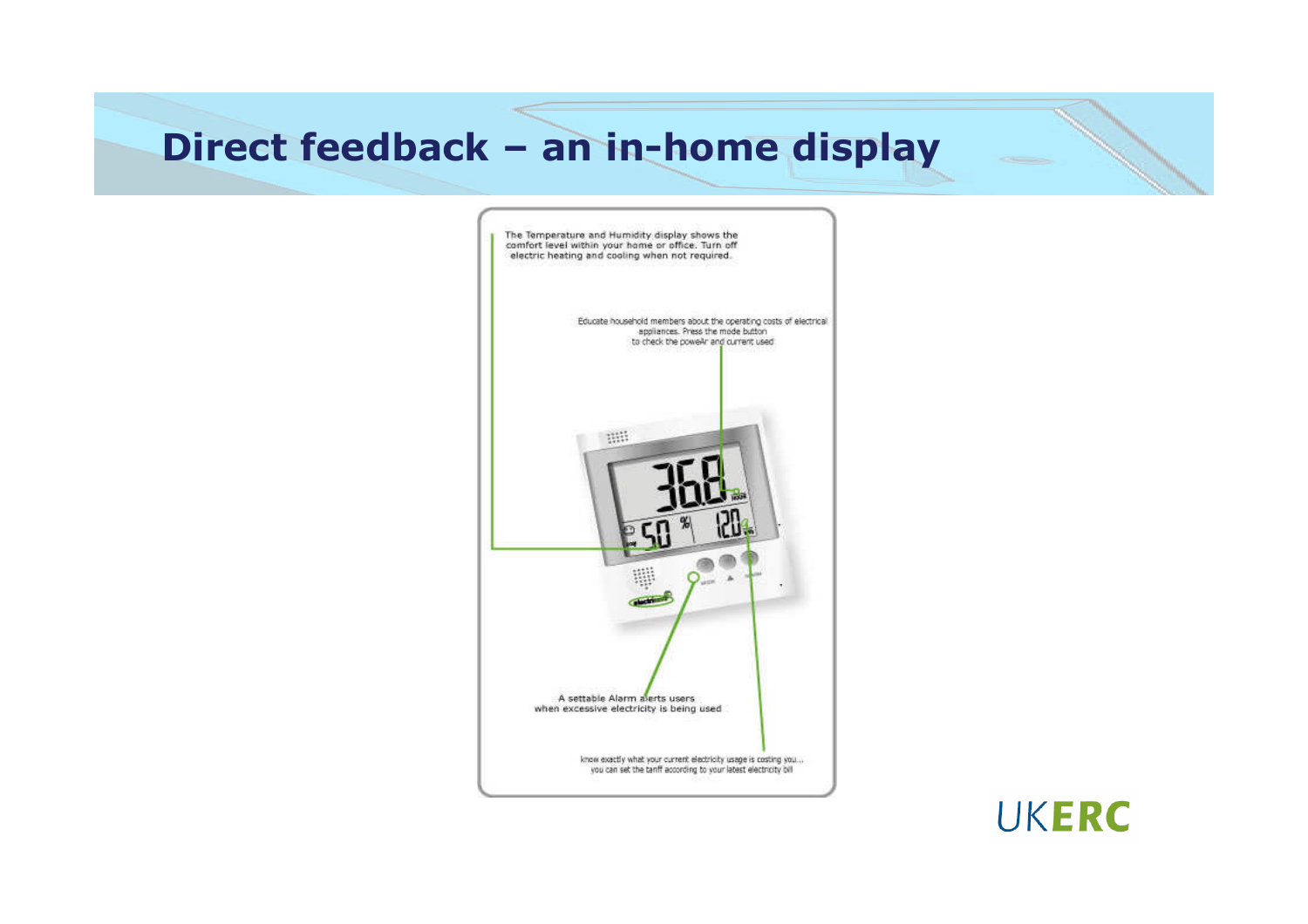# Direct feedback – an in-home display

The Temperature and Humidity display shows the comfort level within your home or office. Turn off electric heating and cooling when not required.

Educate household members about the operating costs of electrical appliances. Press the mode button to check the poweAr and current used

A settable Alarm alerts users when excessive electricity is being used

know exactly what your current electricity usage is costing you... you can set the tariff according to your latest electricity bill

UKERC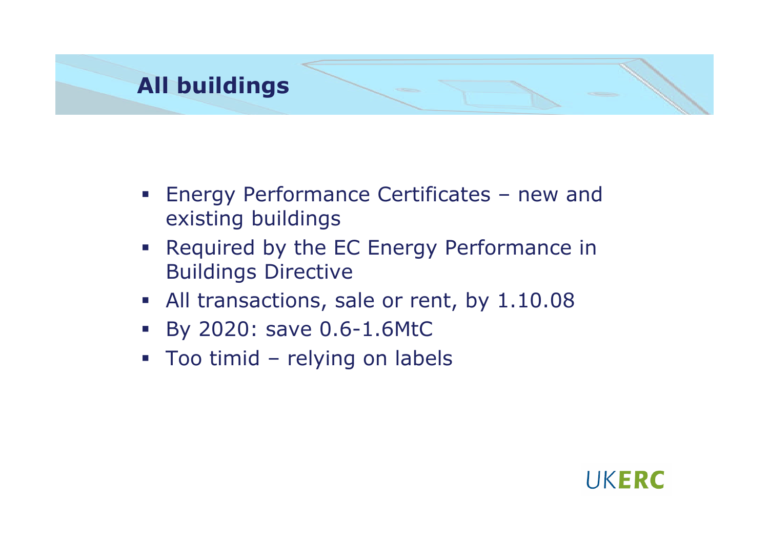# All buildings

- Energy Performance Certificates – new and existing buildings
- Required by the EC Energy Performance in Buildings Directive
- All transactions, sale or rent, by 1.10.08
- By 2020: save 0.6-1.6MtC
- Too timid – relying on labels

UKERC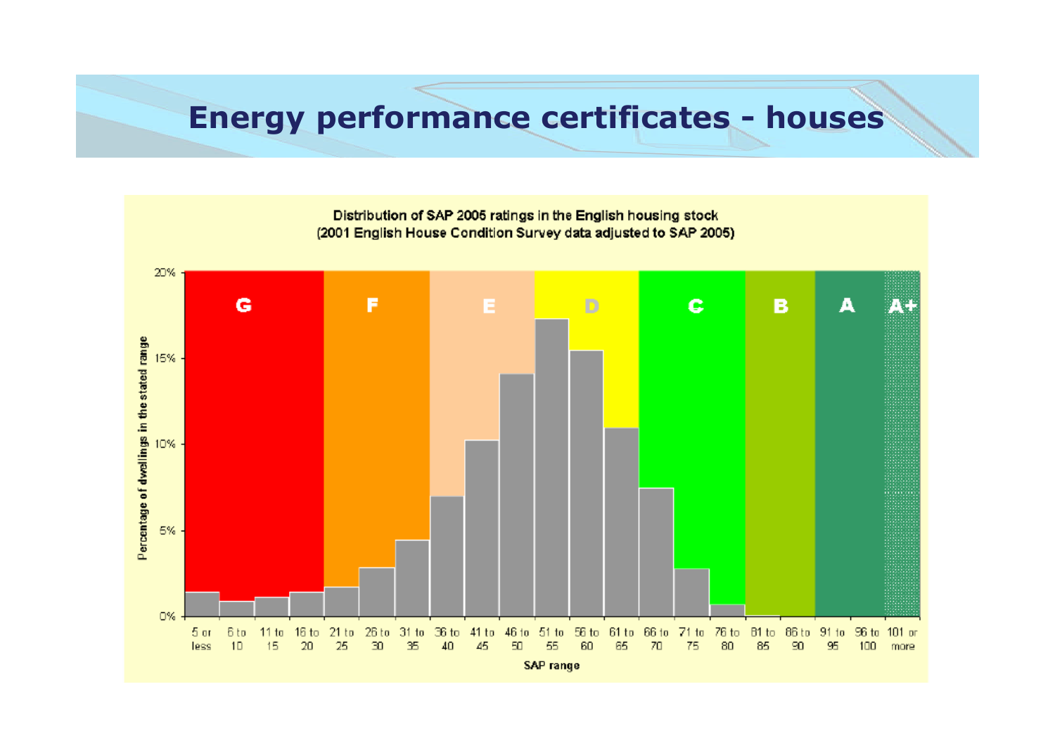# Energy performance certificates - houses

Distribution of SAP 2005 ratings in the English housing stock
(2001 English House Condition Survey data adjusted to SAP 2005)

| SAP range | Band |
|---|---|
| 5 or less | G |
| 6 to 10 | G |
| 11 to 15 | G |
| 16 to 20 | G |
| 21 to 25 | F |
| 26 to 30 | F |
| 31 to 35 | F |
| 36 to 40 | E |
| 41 to 45 | E |
| 46 to 50 | E |
| 51 to 55 | D |
| 56 to 60 | D |
| 61 to 65 | D |
| 66 to 70 | C |
| 71 to 75 | C |
| 76 to 80 | C |
| 81 to 85 | B |
| 86 to 90 | B |
| 91 to 95 | A |
| 96 to 100 | A |
| 101 or more | A+ |

Y-axis: Percentage of dwellings in the stated range (0%, 5%, 10%, 15%, 20%)

X-axis: SAP range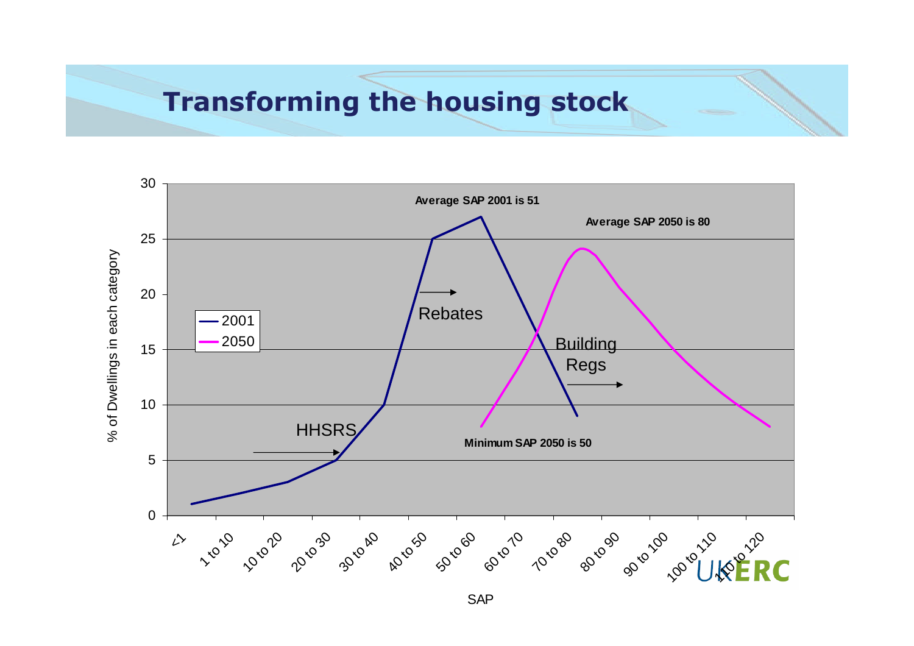# Transforming the housing stock

Average SAP 2001 is 51

Average SAP 2050 is 80

Minimum SAP 2050 is 50

HHSRS

Rebates

Building Regs

2001

2050

% of Dwellings in each category

SAP

<1, 1 to 10, 10 to 20, 20 to 30, 30 to 40, 40 to 50, 50 to 60, 60 to 70, 70 to 80, 80 to 90, 90 to 100, 100 to 110, 110 to 120

UKERC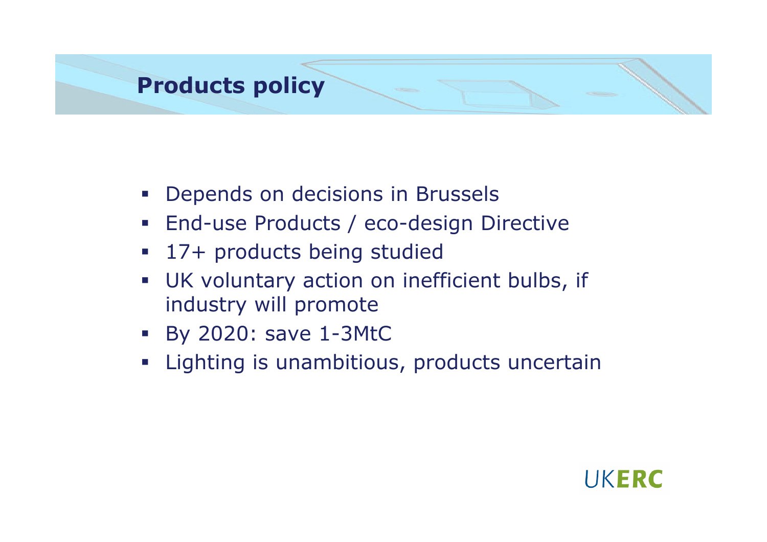## Products policy

- Depends on decisions in Brussels
- End-use Products / eco-design Directive
- 17+ products being studied
- UK voluntary action on inefficient bulbs, if industry will promote
- By 2020: save 1-3MtC
- Lighting is unambitious, products uncertain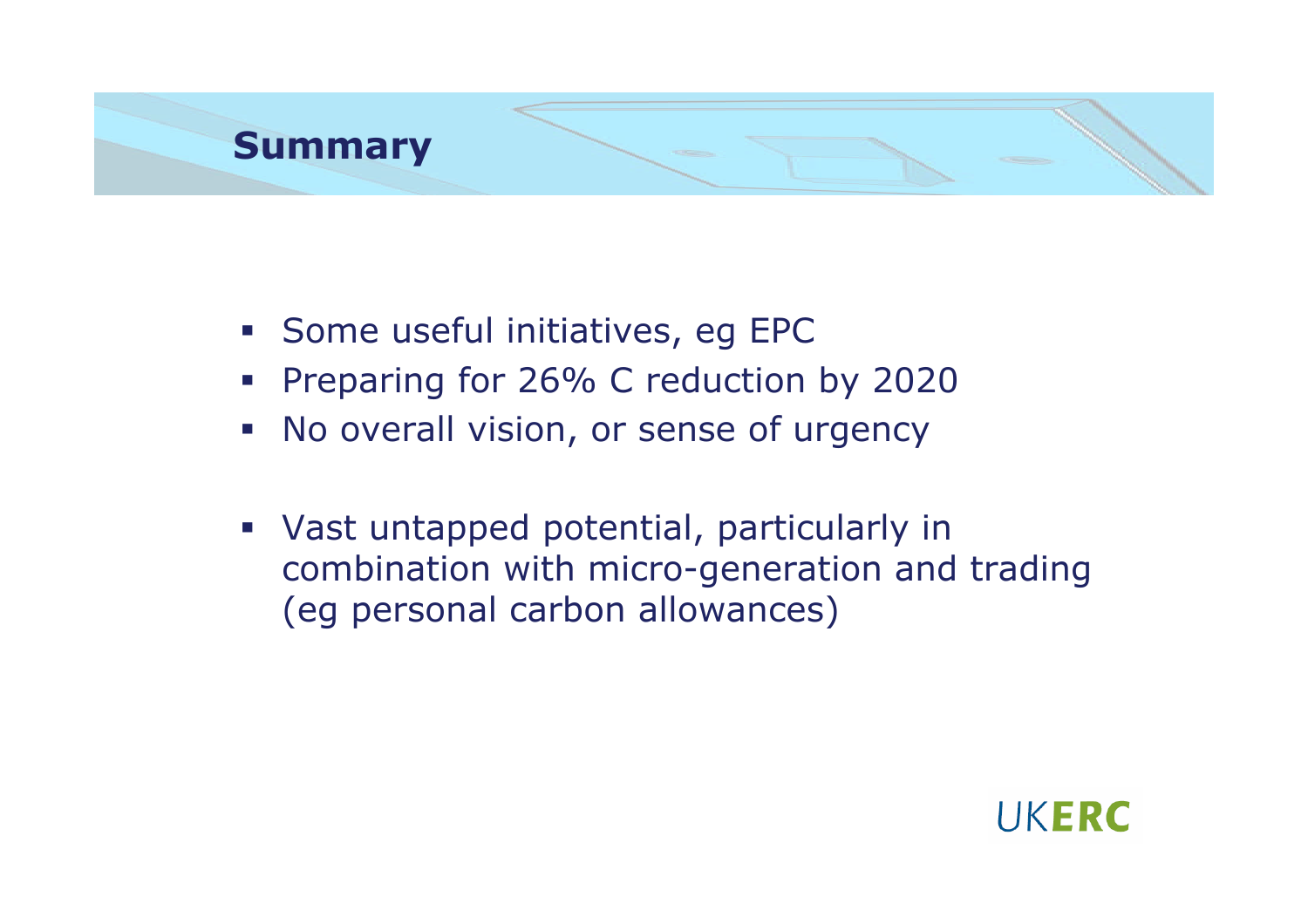# Summary

- Some useful initiatives, eg EPC
- Preparing for 26% C reduction by 2020
- No overall vision, or sense of urgency

- Vast untapped potential, particularly in combination with micro-generation and trading (eg personal carbon allowances)

UKERC